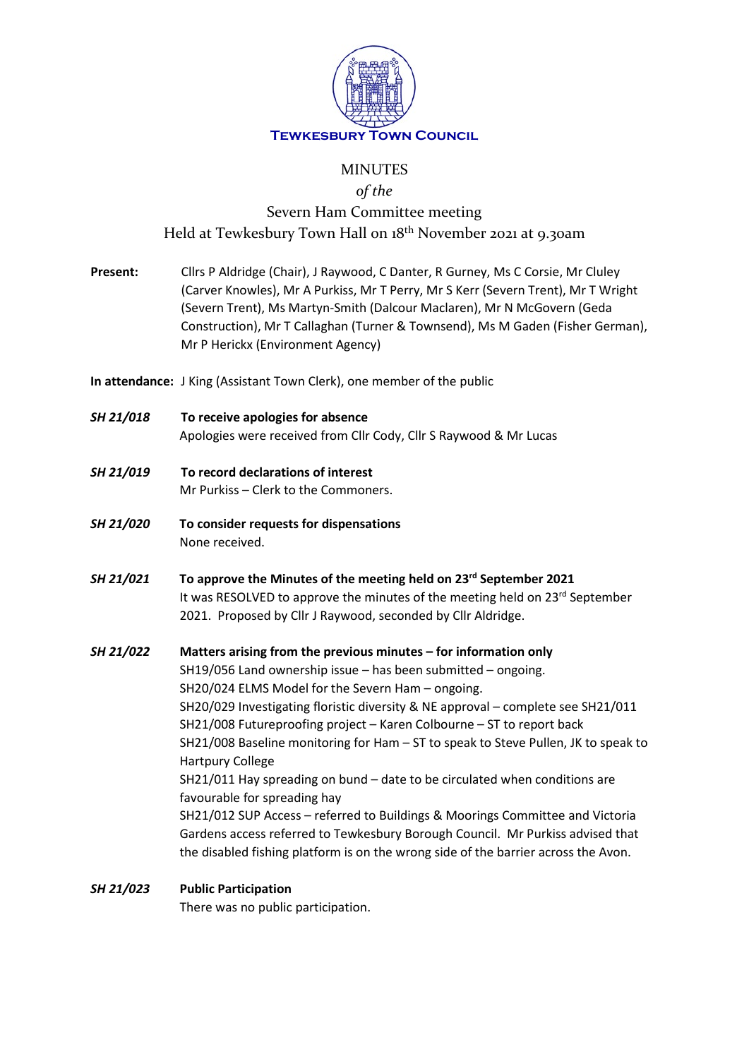**TEWKESBURY TOWN COUNCIL**

# MINUTES

*of the*

## Severn Ham Committee meeting

Held at Tewkesbury Town Hall on 18th November 2021 at 9.30am

**Present:** Cllrs P Aldridge (Chair), J Raywood, C Danter, R Gurney, Ms C Corsie, Mr Cluley (Carver Knowles), Mr A Purkiss, Mr T Perry, Mr S Kerr (Severn Trent), Mr T Wright (Severn Trent), Ms Martyn-Smith (Dalcour Maclaren), Mr N McGovern (Geda Construction), Mr T Callaghan (Turner & Townsend), Ms M Gaden (Fisher German), Mr P Herickx (Environment Agency)

**In attendance:** J King (Assistant Town Clerk), one member of the public

***SH 21/018*** **To receive apologies for absence**

Apologies were received from Cllr Cody, Cllr S Raywood & Mr Lucas

***SH 21/019*** **To record declarations of interest**

Mr Purkiss – Clerk to the Commoners.

***SH 21/020*** **To consider requests for dispensations**

None received.

***SH 21/021*** **To approve the Minutes of the meeting held on 23rd September 2021**

It was RESOLVED to approve the minutes of the meeting held on 23rd September 2021. Proposed by Cllr J Raywood, seconded by Cllr Aldridge.

***SH 21/022*** **Matters arising from the previous minutes – for information only**

SH19/056 Land ownership issue – has been submitted – ongoing.
SH20/024 ELMS Model for the Severn Ham – ongoing.
SH20/029 Investigating floristic diversity & NE approval – complete see SH21/011
SH21/008 Futureproofing project – Karen Colbourne – ST to report back
SH21/008 Baseline monitoring for Ham – ST to speak to Steve Pullen, JK to speak to Hartpury College
SH21/011 Hay spreading on bund – date to be circulated when conditions are favourable for spreading hay
SH21/012 SUP Access – referred to Buildings & Moorings Committee and Victoria Gardens access referred to Tewkesbury Borough Council. Mr Purkiss advised that the disabled fishing platform is on the wrong side of the barrier across the Avon.

***SH 21/023*** **Public Participation**

There was no public participation.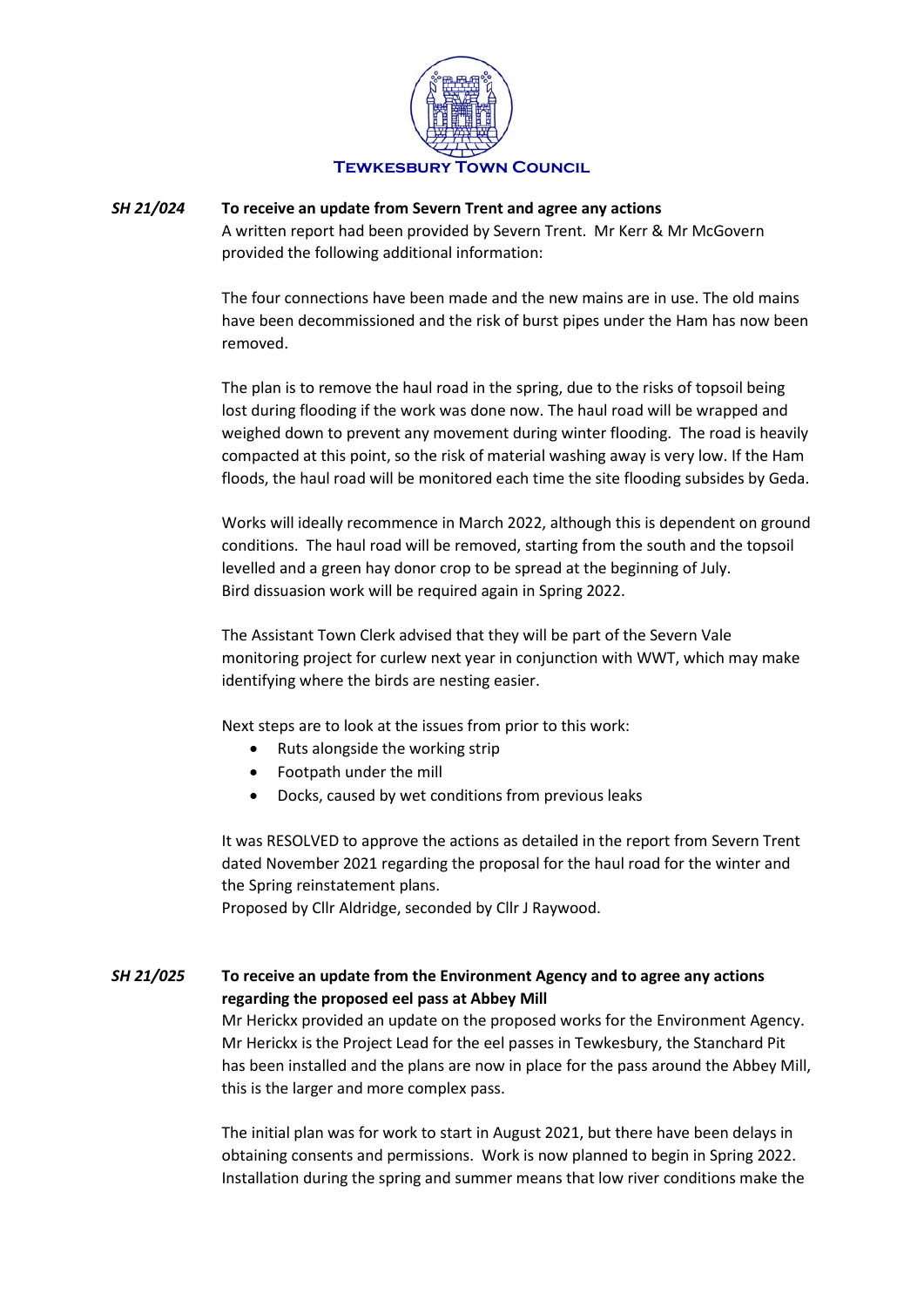**Tewkesbury Town Council**

***SH 21/024*** **To receive an update from Severn Trent and agree any actions**

A written report had been provided by Severn Trent. Mr Kerr & Mr McGovern provided the following additional information:

The four connections have been made and the new mains are in use. The old mains have been decommissioned and the risk of burst pipes under the Ham has now been removed.

The plan is to remove the haul road in the spring, due to the risks of topsoil being lost during flooding if the work was done now. The haul road will be wrapped and weighed down to prevent any movement during winter flooding. The road is heavily compacted at this point, so the risk of material washing away is very low. If the Ham floods, the haul road will be monitored each time the site flooding subsides by Geda.

Works will ideally recommence in March 2022, although this is dependent on ground conditions. The haul road will be removed, starting from the south and the topsoil levelled and a green hay donor crop to be spread at the beginning of July. Bird dissuasion work will be required again in Spring 2022.

The Assistant Town Clerk advised that they will be part of the Severn Vale monitoring project for curlew next year in conjunction with WWT, which may make identifying where the birds are nesting easier.

Next steps are to look at the issues from prior to this work:

- Ruts alongside the working strip
- Footpath under the mill
- Docks, caused by wet conditions from previous leaks

It was RESOLVED to approve the actions as detailed in the report from Severn Trent dated November 2021 regarding the proposal for the haul road for the winter and the Spring reinstatement plans.
Proposed by Cllr Aldridge, seconded by Cllr J Raywood.

***SH 21/025*** **To receive an update from the Environment Agency and to agree any actions regarding the proposed eel pass at Abbey Mill**

Mr Herickx provided an update on the proposed works for the Environment Agency. Mr Herickx is the Project Lead for the eel passes in Tewkesbury, the Stanchard Pit has been installed and the plans are now in place for the pass around the Abbey Mill, this is the larger and more complex pass.

The initial plan was for work to start in August 2021, but there have been delays in obtaining consents and permissions. Work is now planned to begin in Spring 2022. Installation during the spring and summer means that low river conditions make the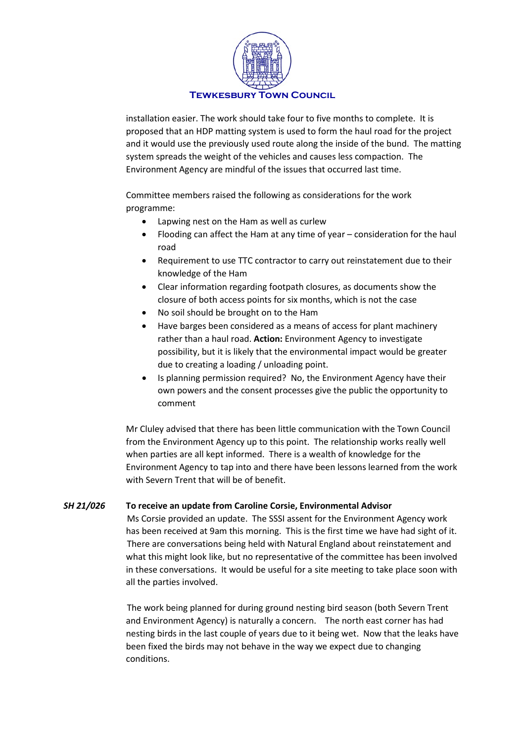installation easier. The work should take four to five months to complete. It is proposed that an HDP matting system is used to form the haul road for the project and it would use the previously used route along the inside of the bund. The matting system spreads the weight of the vehicles and causes less compaction. The Environment Agency are mindful of the issues that occurred last time.

Committee members raised the following as considerations for the work programme:

- Lapwing nest on the Ham as well as curlew
- Flooding can affect the Ham at any time of year – consideration for the haul road
- Requirement to use TTC contractor to carry out reinstatement due to their knowledge of the Ham
- Clear information regarding footpath closures, as documents show the closure of both access points for six months, which is not the case
- No soil should be brought on to the Ham
- Have barges been considered as a means of access for plant machinery rather than a haul road. **Action:** Environment Agency to investigate possibility, but it is likely that the environmental impact would be greater due to creating a loading / unloading point.
- Is planning permission required? No, the Environment Agency have their own powers and the consent processes give the public the opportunity to comment

Mr Cluley advised that there has been little communication with the Town Council from the Environment Agency up to this point. The relationship works really well when parties are all kept informed. There is a wealth of knowledge for the Environment Agency to tap into and there have been lessons learned from the work with Severn Trent that will be of benefit.

***SH 21/026*** **To receive an update from Caroline Corsie, Environmental Advisor**

Ms Corsie provided an update. The SSSI assent for the Environment Agency work has been received at 9am this morning. This is the first time we have had sight of it. There are conversations being held with Natural England about reinstatement and what this might look like, but no representative of the committee has been involved in these conversations. It would be useful for a site meeting to take place soon with all the parties involved.

The work being planned for during ground nesting bird season (both Severn Trent and Environment Agency) is naturally a concern. The north east corner has had nesting birds in the last couple of years due to it being wet. Now that the leaks have been fixed the birds may not behave in the way we expect due to changing conditions.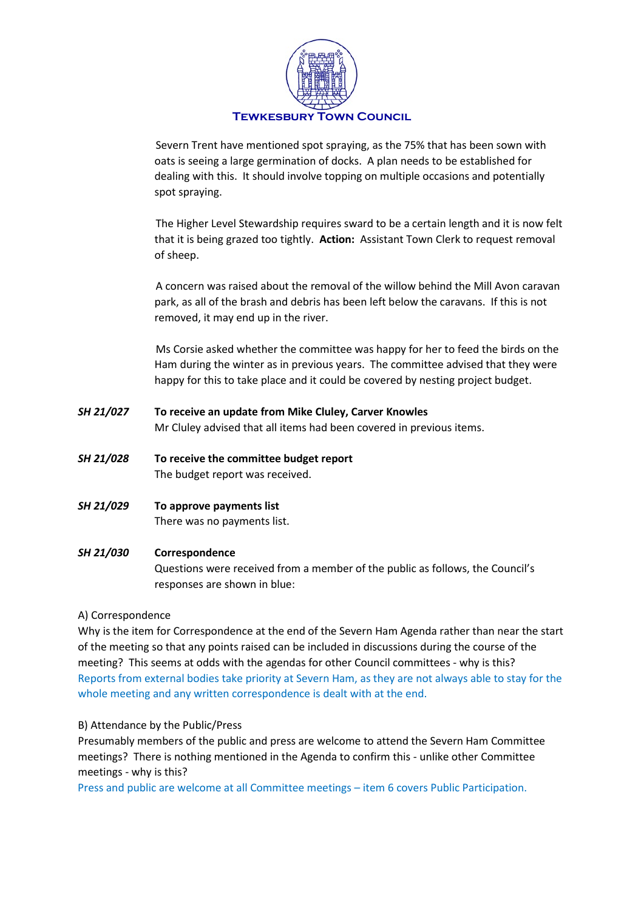Severn Trent have mentioned spot spraying, as the 75% that has been sown with oats is seeing a large germination of docks. A plan needs to be established for dealing with this. It should involve topping on multiple occasions and potentially spot spraying.

The Higher Level Stewardship requires sward to be a certain length and it is now felt that it is being grazed too tightly. **Action:** Assistant Town Clerk to request removal of sheep.

A concern was raised about the removal of the willow behind the Mill Avon caravan park, as all of the brash and debris has been left below the caravans. If this is not removed, it may end up in the river.

Ms Corsie asked whether the committee was happy for her to feed the birds on the Ham during the winter as in previous years. The committee advised that they were happy for this to take place and it could be covered by nesting project budget.

***SH 21/027*** **To receive an update from Mike Cluley, Carver Knowles**

Mr Cluley advised that all items had been covered in previous items.

***SH 21/028*** **To receive the committee budget report**

The budget report was received.

***SH 21/029*** **To approve payments list**

There was no payments list.

***SH 21/030*** **Correspondence**

Questions were received from a member of the public as follows, the Council's responses are shown in blue:

A) Correspondence

Why is the item for Correspondence at the end of the Severn Ham Agenda rather than near the start of the meeting so that any points raised can be included in discussions during the course of the meeting? This seems at odds with the agendas for other Council committees - why is this?

Reports from external bodies take priority at Severn Ham, as they are not always able to stay for the whole meeting and any written correspondence is dealt with at the end.

B) Attendance by the Public/Press

Presumably members of the public and press are welcome to attend the Severn Ham Committee meetings? There is nothing mentioned in the Agenda to confirm this - unlike other Committee meetings - why is this?

Press and public are welcome at all Committee meetings – item 6 covers Public Participation.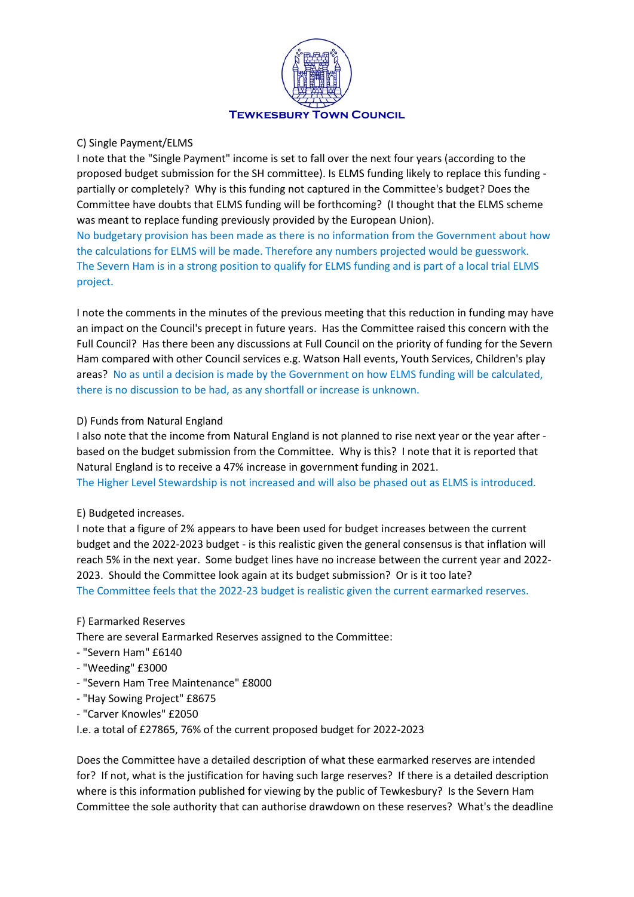C) Single Payment/ELMS

I note that the "Single Payment" income is set to fall over the next four years (according to the proposed budget submission for the SH committee). Is ELMS funding likely to replace this funding - partially or completely? Why is this funding not captured in the Committee's budget? Does the Committee have doubts that ELMS funding will be forthcoming? (I thought that the ELMS scheme was meant to replace funding previously provided by the European Union).

No budgetary provision has been made as there is no information from the Government about how the calculations for ELMS will be made. Therefore any numbers projected would be guesswork. The Severn Ham is in a strong position to qualify for ELMS funding and is part of a local trial ELMS project.

I note the comments in the minutes of the previous meeting that this reduction in funding may have an impact on the Council's precept in future years. Has the Committee raised this concern with the Full Council? Has there been any discussions at Full Council on the priority of funding for the Severn Ham compared with other Council services e.g. Watson Hall events, Youth Services, Children's play areas? No as until a decision is made by the Government on how ELMS funding will be calculated, there is no discussion to be had, as any shortfall or increase is unknown.

D) Funds from Natural England

I also note that the income from Natural England is not planned to rise next year or the year after - based on the budget submission from the Committee. Why is this? I note that it is reported that Natural England is to receive a 47% increase in government funding in 2021.

The Higher Level Stewardship is not increased and will also be phased out as ELMS is introduced.

E) Budgeted increases.

I note that a figure of 2% appears to have been used for budget increases between the current budget and the 2022-2023 budget - is this realistic given the general consensus is that inflation will reach 5% in the next year. Some budget lines have no increase between the current year and 2022-2023. Should the Committee look again at its budget submission? Or is it too late?

The Committee feels that the 2022-23 budget is realistic given the current earmarked reserves.

F) Earmarked Reserves

There are several Earmarked Reserves assigned to the Committee:

- "Severn Ham" £6140
- "Weeding" £3000
- "Severn Ham Tree Maintenance" £8000
- "Hay Sowing Project" £8675
- "Carver Knowles" £2050

I.e. a total of £27865, 76% of the current proposed budget for 2022-2023

Does the Committee have a detailed description of what these earmarked reserves are intended for? If not, what is the justification for having such large reserves? If there is a detailed description where is this information published for viewing by the public of Tewkesbury? Is the Severn Ham Committee the sole authority that can authorise drawdown on these reserves? What's the deadline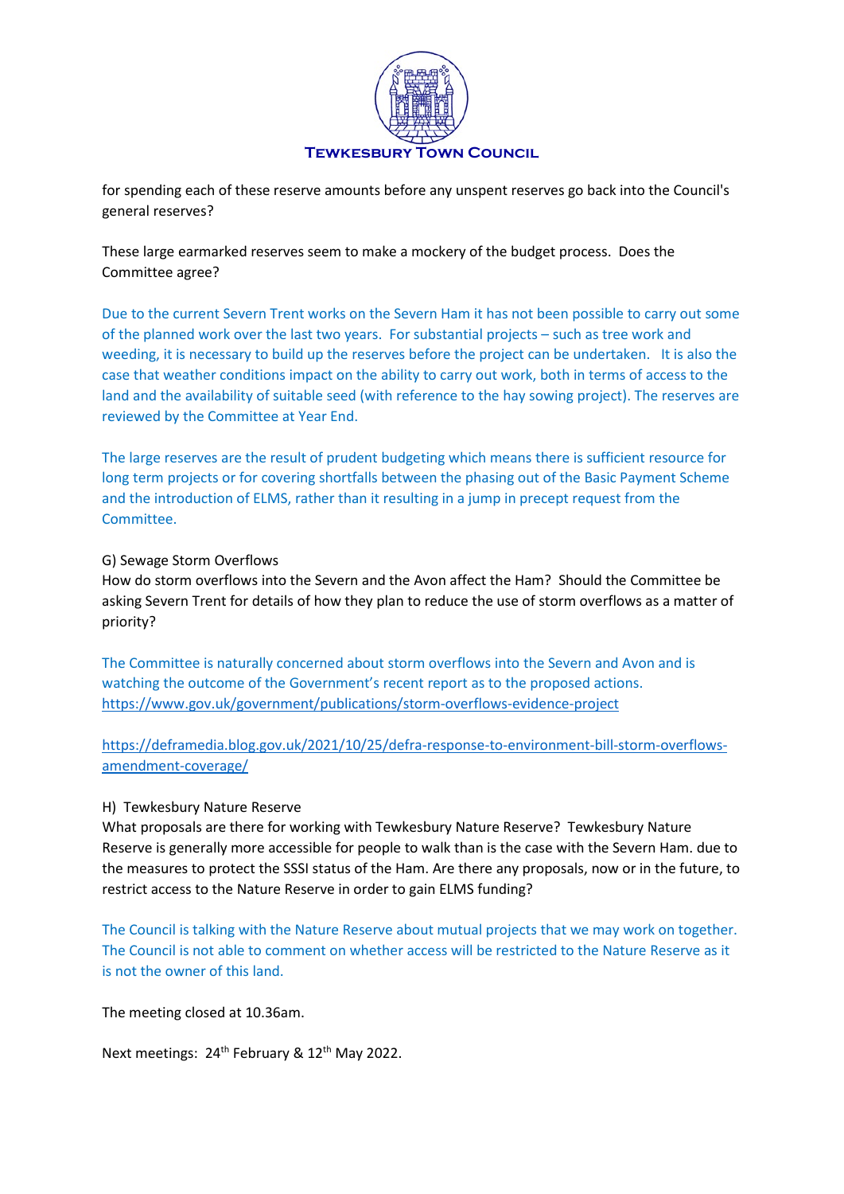for spending each of these reserve amounts before any unspent reserves go back into the Council's general reserves?

These large earmarked reserves seem to make a mockery of the budget process. Does the Committee agree?

Due to the current Severn Trent works on the Severn Ham it has not been possible to carry out some of the planned work over the last two years. For substantial projects – such as tree work and weeding, it is necessary to build up the reserves before the project can be undertaken. It is also the case that weather conditions impact on the ability to carry out work, both in terms of access to the land and the availability of suitable seed (with reference to the hay sowing project). The reserves are reviewed by the Committee at Year End.

The large reserves are the result of prudent budgeting which means there is sufficient resource for long term projects or for covering shortfalls between the phasing out of the Basic Payment Scheme and the introduction of ELMS, rather than it resulting in a jump in precept request from the Committee.

G) Sewage Storm Overflows
How do storm overflows into the Severn and the Avon affect the Ham? Should the Committee be asking Severn Trent for details of how they plan to reduce the use of storm overflows as a matter of priority?

The Committee is naturally concerned about storm overflows into the Severn and Avon and is watching the outcome of the Government's recent report as to the proposed actions.
https://www.gov.uk/government/publications/storm-overflows-evidence-project

https://deframedia.blog.gov.uk/2021/10/25/defra-response-to-environment-bill-storm-overflows-amendment-coverage/

H) Tewkesbury Nature Reserve
What proposals are there for working with Tewkesbury Nature Reserve? Tewkesbury Nature Reserve is generally more accessible for people to walk than is the case with the Severn Ham. due to the measures to protect the SSSI status of the Ham. Are there any proposals, now or in the future, to restrict access to the Nature Reserve in order to gain ELMS funding?

The Council is talking with the Nature Reserve about mutual projects that we may work on together. The Council is not able to comment on whether access will be restricted to the Nature Reserve as it is not the owner of this land.

The meeting closed at 10.36am.

Next meetings: 24th February & 12th May 2022.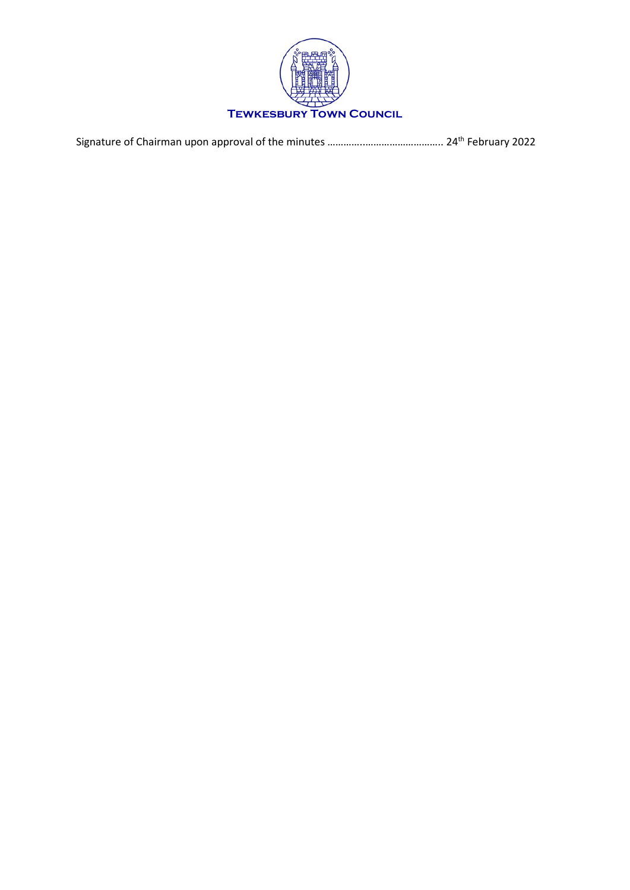**Tewkesbury Town Council**

Signature of Chairman upon approval of the minutes ……………………………………….. 24th February 2022